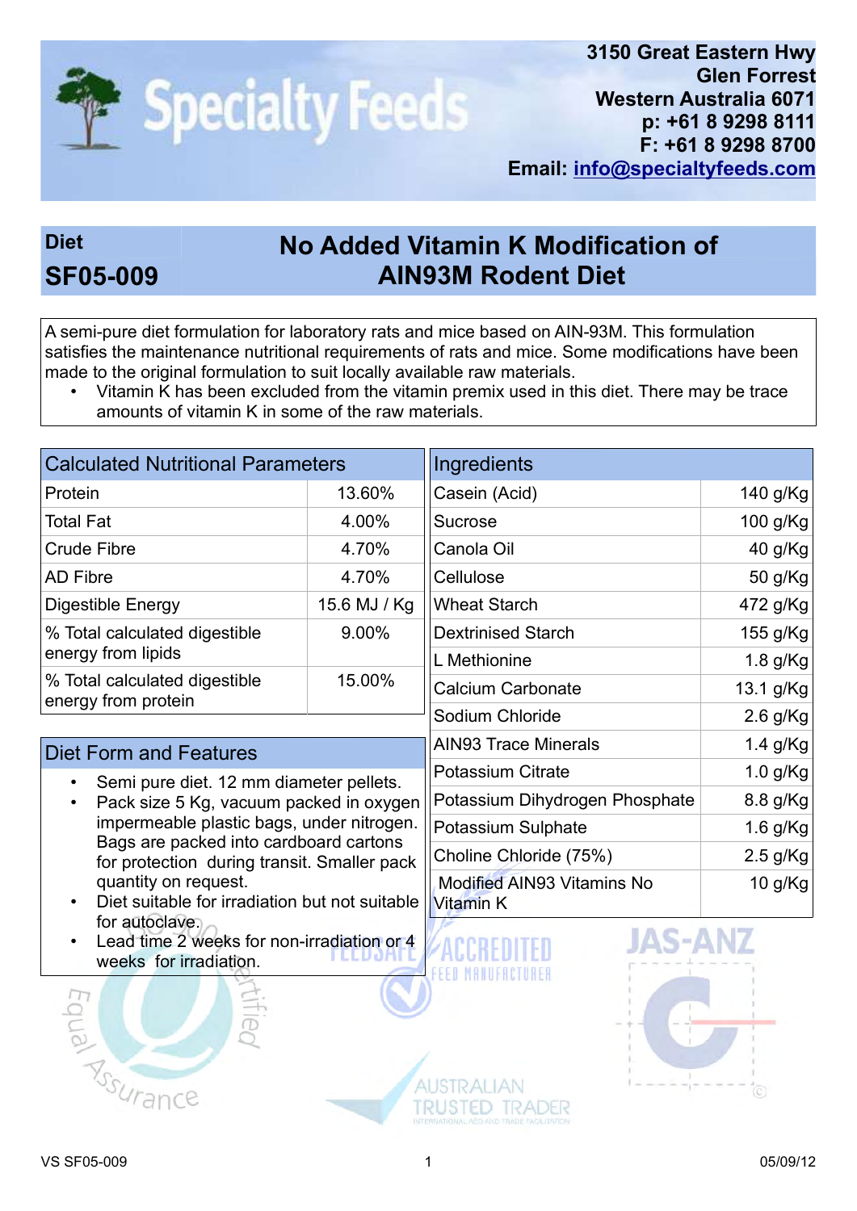# Specialty Feeds

3150 Great Eastern Hwy
Glen Forrest
Western Australia 6071
p: +61 8 9298 8111
F: +61 8 9298 8700
Email: info@specialtyfeeds.com

## Diet SF05-009

## No Added Vitamin K Modification of AIN93M Rodent Diet

A semi-pure diet formulation for laboratory rats and mice based on AIN-93M. This formulation satisfies the maintenance nutritional requirements of rats and mice. Some modifications have been made to the original formulation to suit locally available raw materials.

- Vitamin K has been excluded from the vitamin premix used in this diet. There may be trace amounts of vitamin K in some of the raw materials.

### Calculated Nutritional Parameters

| Parameter | Value |
|---|---|
| Protein | 13.60% |
| Total Fat | 4.00% |
| Crude Fibre | 4.70% |
| AD Fibre | 4.70% |
| Digestible Energy | 15.6 MJ / Kg |
| % Total calculated digestible energy from lipids | 9.00% |
| % Total calculated digestible energy from protein | 15.00% |

### Diet Form and Features

- Semi pure diet. 12 mm diameter pellets.
- Pack size 5 Kg, vacuum packed in oxygen impermeable plastic bags, under nitrogen. Bags are packed into cardboard cartons for protection during transit. Smaller pack quantity on request.
- Diet suitable for irradiation but not suitable for autoclave.
- Lead time 2 weeks for non-irradiation or 4 weeks for irradiation.

### Ingredients

| Ingredient | Amount |
|---|---|
| Casein (Acid) | 140 g/Kg |
| Sucrose | 100 g/Kg |
| Canola Oil | 40 g/Kg |
| Cellulose | 50 g/Kg |
| Wheat Starch | 472 g/Kg |
| Dextrinised Starch | 155 g/Kg |
| L Methionine | 1.8 g/Kg |
| Calcium Carbonate | 13.1 g/Kg |
| Sodium Chloride | 2.6 g/Kg |
| AIN93 Trace Minerals | 1.4 g/Kg |
| Potassium Citrate | 1.0 g/Kg |
| Potassium Dihydrogen Phosphate | 8.8 g/Kg |
| Potassium Sulphate | 1.6 g/Kg |
| Choline Chloride (75%) | 2.5 g/Kg |
| Modified AIN93 Vitamins No Vitamin K | 10 g/Kg |

VS SF05-009 05/09/12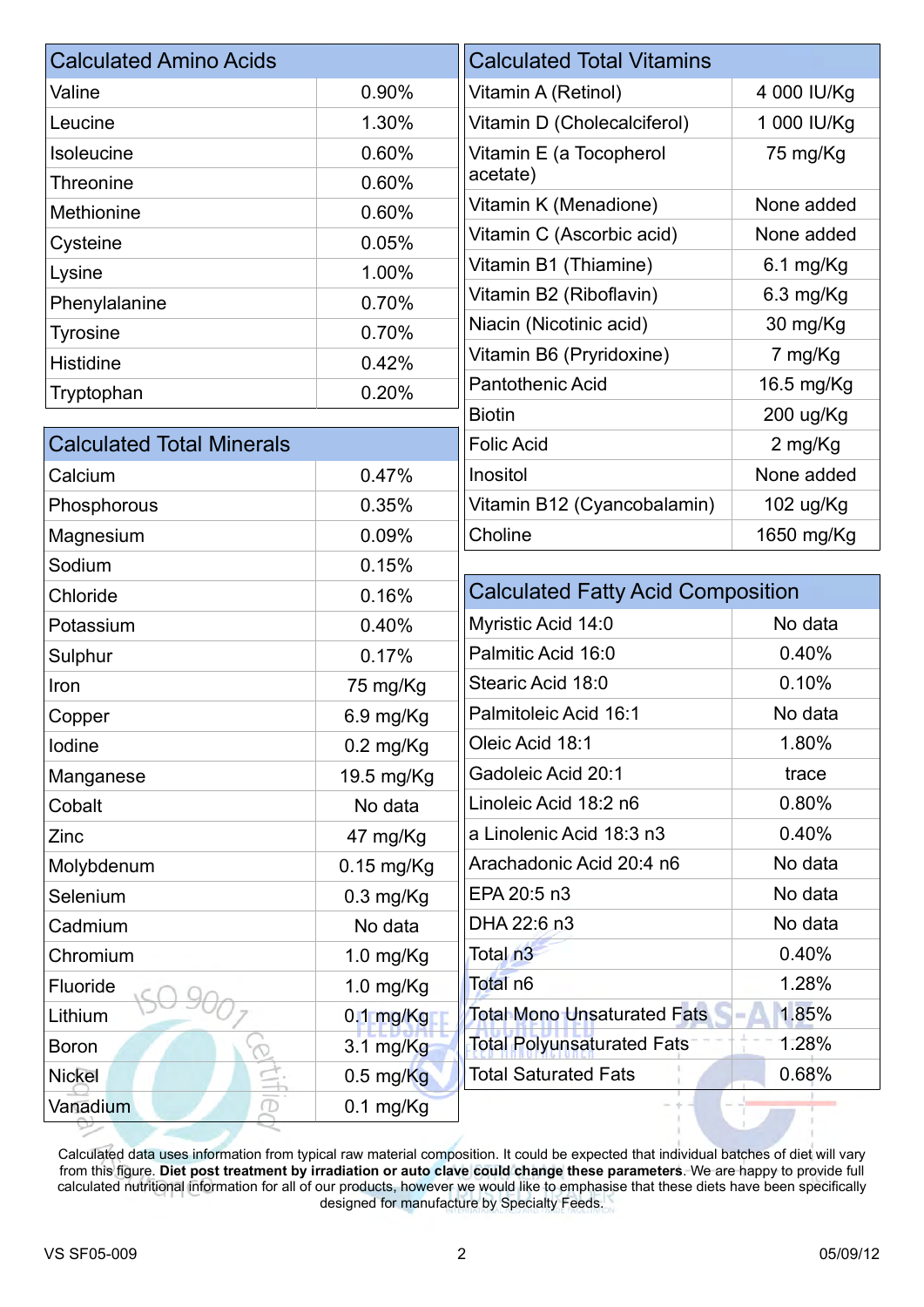| Calculated Amino Acids | |
|---|---|
| Valine | 0.90% |
| Leucine | 1.30% |
| Isoleucine | 0.60% |
| Threonine | 0.60% |
| Methionine | 0.60% |
| Cysteine | 0.05% |
| Lysine | 1.00% |
| Phenylalanine | 0.70% |
| Tyrosine | 0.70% |
| Histidine | 0.42% |
| Tryptophan | 0.20% |

| Calculated Total Minerals | |
|---|---|
| Calcium | 0.47% |
| Phosphorous | 0.35% |
| Magnesium | 0.09% |
| Sodium | 0.15% |
| Chloride | 0.16% |
| Potassium | 0.40% |
| Sulphur | 0.17% |
| Iron | 75 mg/Kg |
| Copper | 6.9 mg/Kg |
| Iodine | 0.2 mg/Kg |
| Manganese | 19.5 mg/Kg |
| Cobalt | No data |
| Zinc | 47 mg/Kg |
| Molybdenum | 0.15 mg/Kg |
| Selenium | 0.3 mg/Kg |
| Cadmium | No data |
| Chromium | 1.0 mg/Kg |
| Fluoride | 1.0 mg/Kg |
| Lithium | 0.1 mg/Kg |
| Boron | 3.1 mg/Kg |
| Nickel | 0.5 mg/Kg |
| Vanadium | 0.1 mg/Kg |

| Calculated Total Vitamins | |
|---|---|
| Vitamin A (Retinol) | 4 000 IU/Kg |
| Vitamin D (Cholecalciferol) | 1 000 IU/Kg |
| Vitamin E (a Tocopherol acetate) | 75 mg/Kg |
| Vitamin K (Menadione) | None added |
| Vitamin C (Ascorbic acid) | None added |
| Vitamin B1 (Thiamine) | 6.1 mg/Kg |
| Vitamin B2 (Riboflavin) | 6.3 mg/Kg |
| Niacin (Nicotinic acid) | 30 mg/Kg |
| Vitamin B6 (Pryridoxine) | 7 mg/Kg |
| Pantothenic Acid | 16.5 mg/Kg |
| Biotin | 200 ug/Kg |
| Folic Acid | 2 mg/Kg |
| Inositol | None added |
| Vitamin B12 (Cyancobalamin) | 102 ug/Kg |
| Choline | 1650 mg/Kg |

| Calculated Fatty Acid Composition | |
|---|---|
| Myristic Acid 14:0 | No data |
| Palmitic Acid 16:0 | 0.40% |
| Stearic Acid 18:0 | 0.10% |
| Palmitoleic Acid 16:1 | No data |
| Oleic Acid 18:1 | 1.80% |
| Gadoleic Acid 20:1 | trace |
| Linoleic Acid 18:2 n6 | 0.80% |
| a Linolenic Acid 18:3 n3 | 0.40% |
| Arachadonic Acid 20:4 n6 | No data |
| EPA 20:5 n3 | No data |
| DHA 22:6 n3 | No data |
| Total n3 | 0.40% |
| Total n6 | 1.28% |
| Total Mono Unsaturated Fats | 1.85% |
| Total Polyunsaturated Fats | 1.28% |
| Total Saturated Fats | 0.68% |

Calculated data uses information from typical raw material composition. It could be expected that individual batches of diet will vary from this figure. **Diet post treatment by irradiation or auto clave could change these parameters**. We are happy to provide full calculated nutritional information for all of our products, however we would like to emphasise that these diets have been specifically designed for manufacture by Specialty Feeds.

VS SF05-009 05/09/12